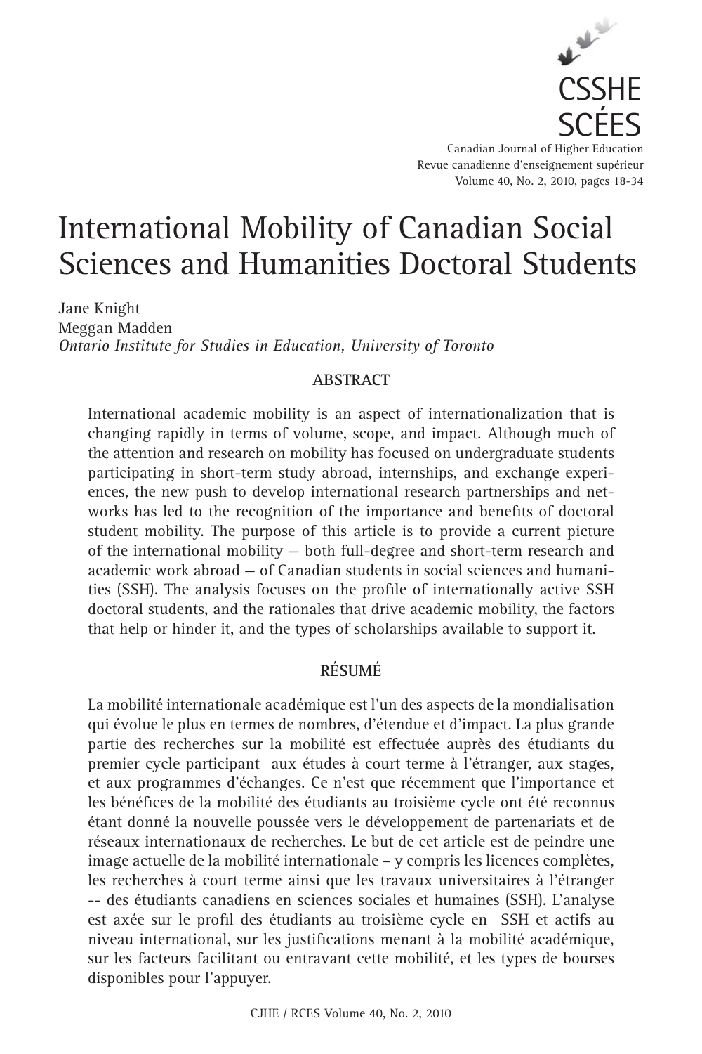CSSHE
SCÉES

Canadian Journal of Higher Education
Revue canadienne d'enseignement supérieur
Volume 40, No. 2, 2010, pages 18-34

# International Mobility of Canadian Social Sciences and Humanities Doctoral Students

Jane Knight
Meggan Madden
*Ontario Institute for Studies in Education, University of Toronto*

## ABSTRACT

International academic mobility is an aspect of internationalization that is changing rapidly in terms of volume, scope, and impact. Although much of the attention and research on mobility has focused on undergraduate students participating in short-term study abroad, internships, and exchange experiences, the new push to develop international research partnerships and networks has led to the recognition of the importance and benefits of doctoral student mobility. The purpose of this article is to provide a current picture of the international mobility — both full-degree and short-term research and academic work abroad — of Canadian students in social sciences and humanities (SSH). The analysis focuses on the profile of internationally active SSH doctoral students, and the rationales that drive academic mobility, the factors that help or hinder it, and the types of scholarships available to support it.

## RÉSUMÉ

La mobilité internationale académique est l'un des aspects de la mondialisation qui évolue le plus en termes de nombres, d'étendue et d'impact. La plus grande partie des recherches sur la mobilité est effectuée auprès des étudiants du premier cycle participant aux études à court terme à l'étranger, aux stages, et aux programmes d'échanges. Ce n'est que récemment que l'importance et les bénéfices de la mobilité des étudiants au troisième cycle ont été reconnus étant donné la nouvelle poussée vers le développement de partenariats et de réseaux internationaux de recherches. Le but de cet article est de peindre une image actuelle de la mobilité internationale – y compris les licences complètes, les recherches à court terme ainsi que les travaux universitaires à l'étranger -- des étudiants canadiens en sciences sociales et humaines (SSH). L'analyse est axée sur le profil des étudiants au troisième cycle en SSH et actifs au niveau international, sur les justifications menant à la mobilité académique, sur les facteurs facilitant ou entravant cette mobilité, et les types de bourses disponibles pour l'appuyer.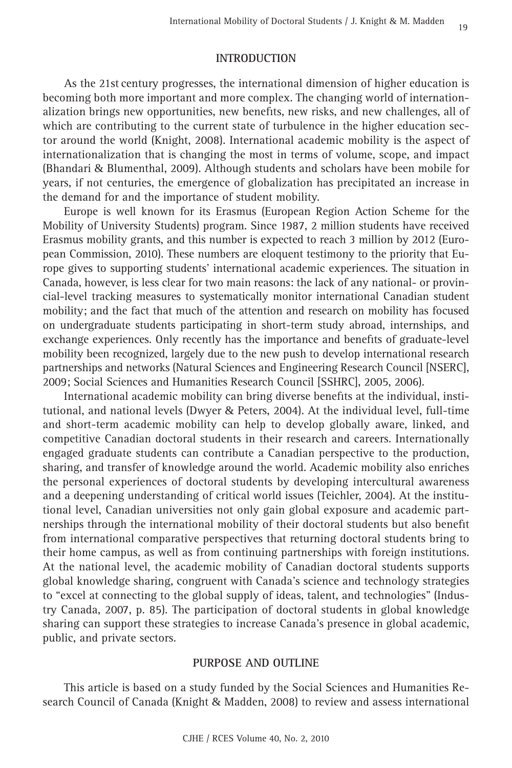## INTRODUCTION

As the 21st century progresses, the international dimension of higher education is becoming both more important and more complex. The changing world of internationalization brings new opportunities, new benefits, new risks, and new challenges, all of which are contributing to the current state of turbulence in the higher education sector around the world (Knight, 2008). International academic mobility is the aspect of internationalization that is changing the most in terms of volume, scope, and impact (Bhandari & Blumenthal, 2009). Although students and scholars have been mobile for years, if not centuries, the emergence of globalization has precipitated an increase in the demand for and the importance of student mobility.

Europe is well known for its Erasmus (European Region Action Scheme for the Mobility of University Students) program. Since 1987, 2 million students have received Erasmus mobility grants, and this number is expected to reach 3 million by 2012 (European Commission, 2010). These numbers are eloquent testimony to the priority that Europe gives to supporting students' international academic experiences. The situation in Canada, however, is less clear for two main reasons: the lack of any national- or provincial-level tracking measures to systematically monitor international Canadian student mobility; and the fact that much of the attention and research on mobility has focused on undergraduate students participating in short-term study abroad, internships, and exchange experiences. Only recently has the importance and benefits of graduate-level mobility been recognized, largely due to the new push to develop international research partnerships and networks (Natural Sciences and Engineering Research Council [NSERC], 2009; Social Sciences and Humanities Research Council [SSHRC], 2005, 2006).

International academic mobility can bring diverse benefits at the individual, institutional, and national levels (Dwyer & Peters, 2004). At the individual level, full-time and short-term academic mobility can help to develop globally aware, linked, and competitive Canadian doctoral students in their research and careers. Internationally engaged graduate students can contribute a Canadian perspective to the production, sharing, and transfer of knowledge around the world. Academic mobility also enriches the personal experiences of doctoral students by developing intercultural awareness and a deepening understanding of critical world issues (Teichler, 2004). At the institutional level, Canadian universities not only gain global exposure and academic partnerships through the international mobility of their doctoral students but also benefit from international comparative perspectives that returning doctoral students bring to their home campus, as well as from continuing partnerships with foreign institutions. At the national level, the academic mobility of Canadian doctoral students supports global knowledge sharing, congruent with Canada's science and technology strategies to "excel at connecting to the global supply of ideas, talent, and technologies" (Industry Canada, 2007, p. 85). The participation of doctoral students in global knowledge sharing can support these strategies to increase Canada's presence in global academic, public, and private sectors.

## PURPOSE AND OUTLINE

This article is based on a study funded by the Social Sciences and Humanities Research Council of Canada (Knight & Madden, 2008) to review and assess international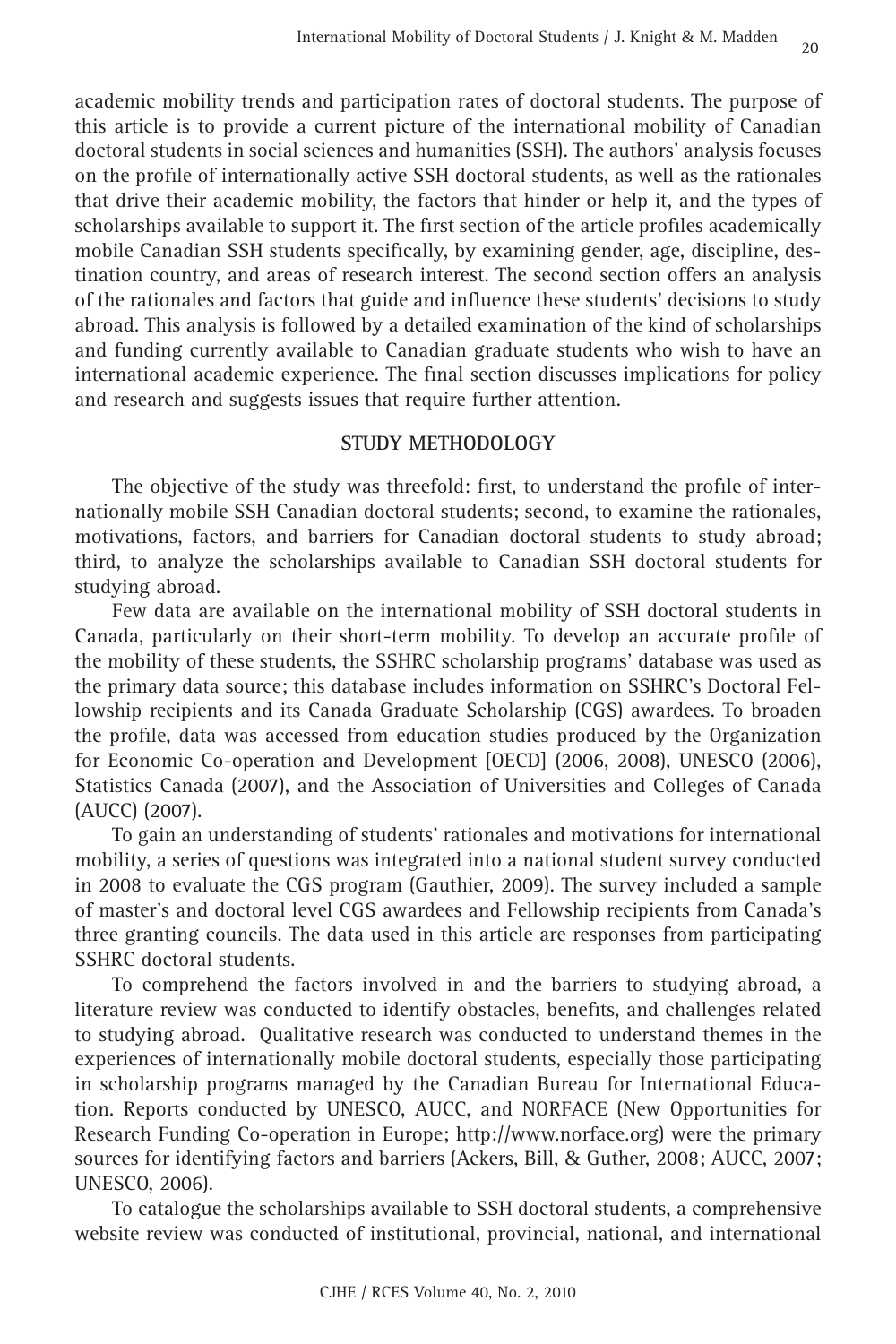academic mobility trends and participation rates of doctoral students. The purpose of this article is to provide a current picture of the international mobility of Canadian doctoral students in social sciences and humanities (SSH). The authors' analysis focuses on the profile of internationally active SSH doctoral students, as well as the rationales that drive their academic mobility, the factors that hinder or help it, and the types of scholarships available to support it. The first section of the article profiles academically mobile Canadian SSH students specifically, by examining gender, age, discipline, destination country, and areas of research interest. The second section offers an analysis of the rationales and factors that guide and influence these students' decisions to study abroad. This analysis is followed by a detailed examination of the kind of scholarships and funding currently available to Canadian graduate students who wish to have an international academic experience. The final section discusses implications for policy and research and suggests issues that require further attention.

## STUDY METHODOLOGY

The objective of the study was threefold: first, to understand the profile of internationally mobile SSH Canadian doctoral students; second, to examine the rationales, motivations, factors, and barriers for Canadian doctoral students to study abroad; third, to analyze the scholarships available to Canadian SSH doctoral students for studying abroad.

Few data are available on the international mobility of SSH doctoral students in Canada, particularly on their short-term mobility. To develop an accurate profile of the mobility of these students, the SSHRC scholarship programs' database was used as the primary data source; this database includes information on SSHRC's Doctoral Fellowship recipients and its Canada Graduate Scholarship (CGS) awardees. To broaden the profile, data was accessed from education studies produced by the Organization for Economic Co-operation and Development [OECD] (2006, 2008), UNESCO (2006), Statistics Canada (2007), and the Association of Universities and Colleges of Canada (AUCC) (2007).

To gain an understanding of students' rationales and motivations for international mobility, a series of questions was integrated into a national student survey conducted in 2008 to evaluate the CGS program (Gauthier, 2009). The survey included a sample of master's and doctoral level CGS awardees and Fellowship recipients from Canada's three granting councils. The data used in this article are responses from participating SSHRC doctoral students.

To comprehend the factors involved in and the barriers to studying abroad, a literature review was conducted to identify obstacles, benefits, and challenges related to studying abroad. Qualitative research was conducted to understand themes in the experiences of internationally mobile doctoral students, especially those participating in scholarship programs managed by the Canadian Bureau for International Education. Reports conducted by UNESCO, AUCC, and NORFACE (New Opportunities for Research Funding Co-operation in Europe; http://www.norface.org) were the primary sources for identifying factors and barriers (Ackers, Bill, & Guther, 2008; AUCC, 2007; UNESCO, 2006).

To catalogue the scholarships available to SSH doctoral students, a comprehensive website review was conducted of institutional, provincial, national, and international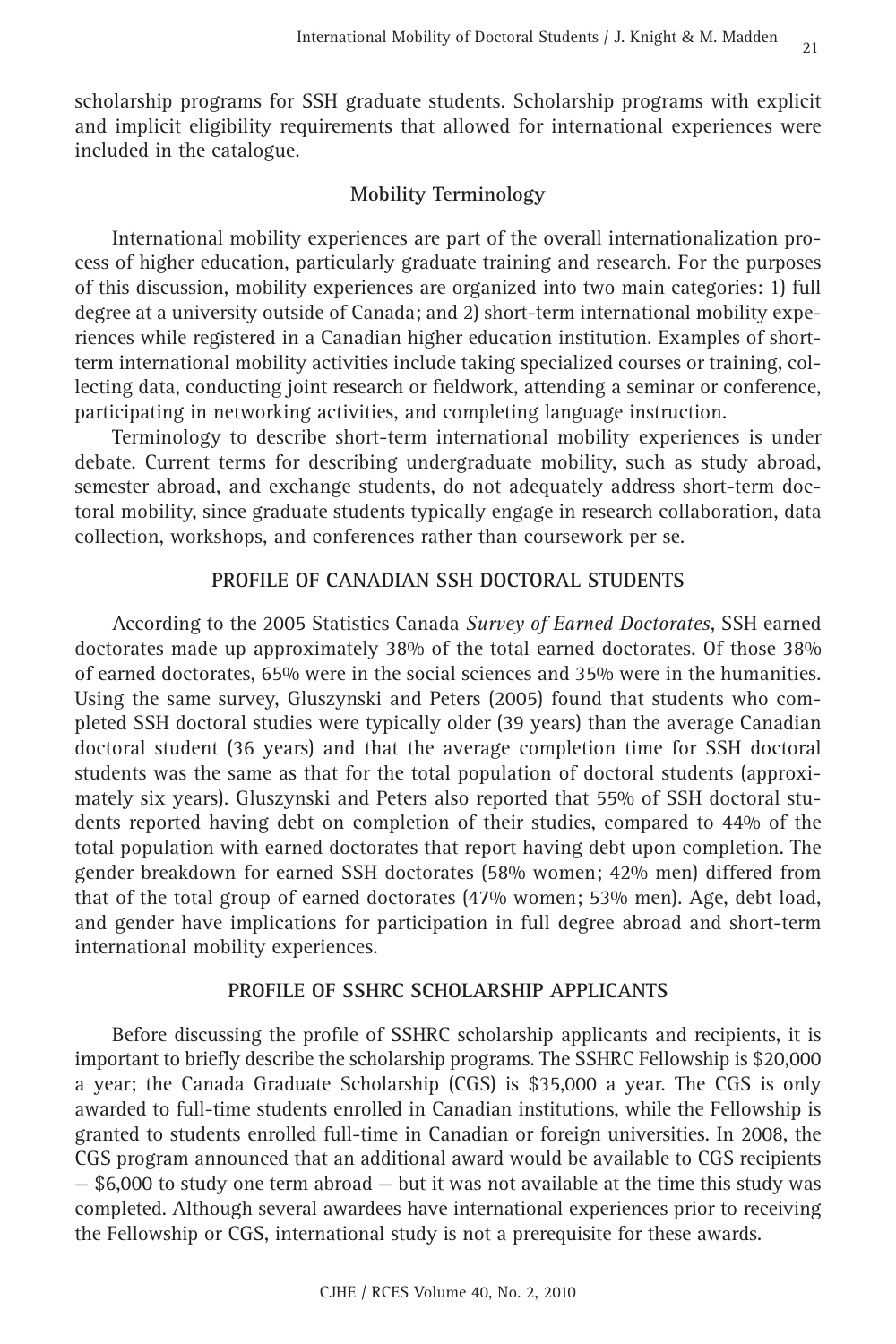scholarship programs for SSH graduate students. Scholarship programs with explicit and implicit eligibility requirements that allowed for international experiences were included in the catalogue.

### Mobility Terminology

International mobility experiences are part of the overall internationalization process of higher education, particularly graduate training and research. For the purposes of this discussion, mobility experiences are organized into two main categories: 1) full degree at a university outside of Canada; and 2) short-term international mobility experiences while registered in a Canadian higher education institution. Examples of short-term international mobility activities include taking specialized courses or training, collecting data, conducting joint research or fieldwork, attending a seminar or conference, participating in networking activities, and completing language instruction.

Terminology to describe short-term international mobility experiences is under debate. Current terms for describing undergraduate mobility, such as study abroad, semester abroad, and exchange students, do not adequately address short-term doctoral mobility, since graduate students typically engage in research collaboration, data collection, workshops, and conferences rather than coursework per se.

## PROFILE OF CANADIAN SSH DOCTORAL STUDENTS

According to the 2005 Statistics Canada *Survey of Earned Doctorates*, SSH earned doctorates made up approximately 38% of the total earned doctorates. Of those 38% of earned doctorates, 65% were in the social sciences and 35% were in the humanities. Using the same survey, Gluszynski and Peters (2005) found that students who completed SSH doctoral studies were typically older (39 years) than the average Canadian doctoral student (36 years) and that the average completion time for SSH doctoral students was the same as that for the total population of doctoral students (approximately six years). Gluszynski and Peters also reported that 55% of SSH doctoral students reported having debt on completion of their studies, compared to 44% of the total population with earned doctorates that report having debt upon completion. The gender breakdown for earned SSH doctorates (58% women; 42% men) differed from that of the total group of earned doctorates (47% women; 53% men). Age, debt load, and gender have implications for participation in full degree abroad and short-term international mobility experiences.

## PROFILE OF SSHRC SCHOLARSHIP APPLICANTS

Before discussing the profile of SSHRC scholarship applicants and recipients, it is important to briefly describe the scholarship programs. The SSHRC Fellowship is $20,000 a year; the Canada Graduate Scholarship (CGS) is $35,000 a year. The CGS is only awarded to full-time students enrolled in Canadian institutions, while the Fellowship is granted to students enrolled full-time in Canadian or foreign universities. In 2008, the CGS program announced that an additional award would be available to CGS recipients — $6,000 to study one term abroad — but it was not available at the time this study was completed. Although several awardees have international experiences prior to receiving the Fellowship or CGS, international study is not a prerequisite for these awards.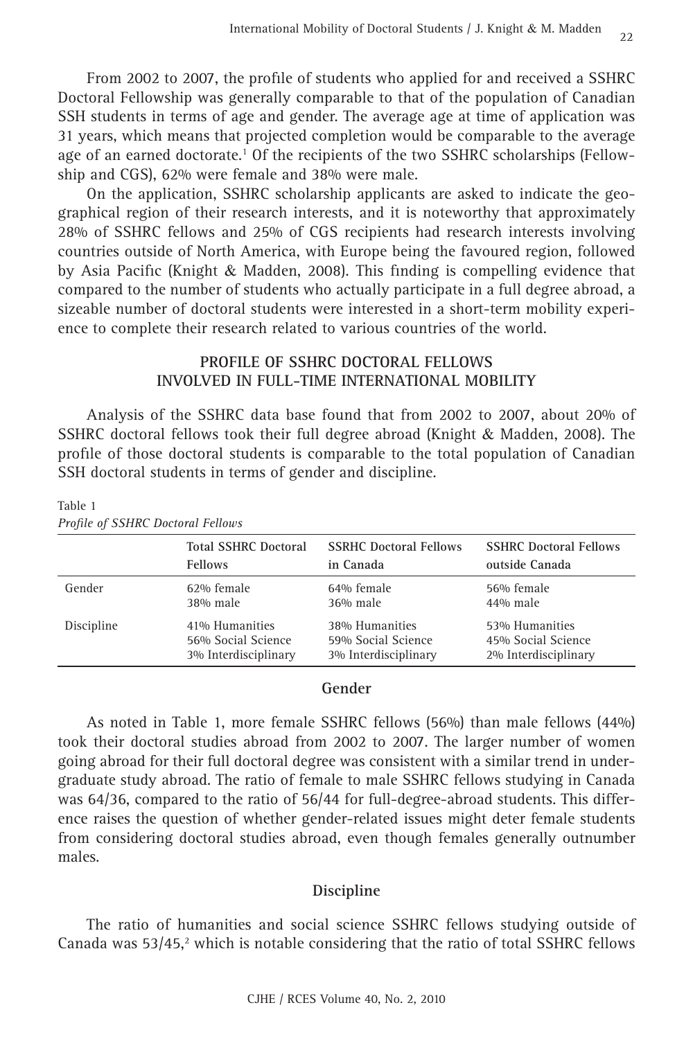From 2002 to 2007, the profile of students who applied for and received a SSHRC Doctoral Fellowship was generally comparable to that of the population of Canadian SSH students in terms of age and gender. The average age at time of application was 31 years, which means that projected completion would be comparable to the average age of an earned doctorate.[1] Of the recipients of the two SSHRC scholarships (Fellowship and CGS), 62% were female and 38% were male.

On the application, SSHRC scholarship applicants are asked to indicate the geographical region of their research interests, and it is noteworthy that approximately 28% of SSHRC fellows and 25% of CGS recipients had research interests involving countries outside of North America, with Europe being the favoured region, followed by Asia Pacific (Knight & Madden, 2008). This finding is compelling evidence that compared to the number of students who actually participate in a full degree abroad, a sizeable number of doctoral students were interested in a short-term mobility experience to complete their research related to various countries of the world.

## PROFILE OF SSHRC DOCTORAL FELLOWS INVOLVED IN FULL-TIME INTERNATIONAL MOBILITY

Analysis of the SSHRC data base found that from 2002 to 2007, about 20% of SSHRC doctoral fellows took their full degree abroad (Knight & Madden, 2008). The profile of those doctoral students is comparable to the total population of Canadian SSH doctoral students in terms of gender and discipline.

Table 1
*Profile of SSHRC Doctoral Fellows*

| | Total SSHRC Doctoral Fellows | SSRHC Doctoral Fellows in Canada | SSHRC Doctoral Fellows outside Canada |
|---|---|---|---|
| Gender | 62% female<br>38% male | 64% female<br>36% male | 56% female<br>44% male |
| Discipline | 41% Humanities<br>56% Social Science<br>3% Interdisciplinary | 38% Humanities<br>59% Social Science<br>3% Interdisciplinary | 53% Humanities<br>45% Social Science<br>2% Interdisciplinary |

### Gender

As noted in Table 1, more female SSHRC fellows (56%) than male fellows (44%) took their doctoral studies abroad from 2002 to 2007. The larger number of women going abroad for their full doctoral degree was consistent with a similar trend in undergraduate study abroad. The ratio of female to male SSHRC fellows studying in Canada was 64/36, compared to the ratio of 56/44 for full-degree-abroad students. This difference raises the question of whether gender-related issues might deter female students from considering doctoral studies abroad, even though females generally outnumber males.

### Discipline

The ratio of humanities and social science SSHRC fellows studying outside of Canada was 53/45,[2] which is notable considering that the ratio of total SSHRC fellows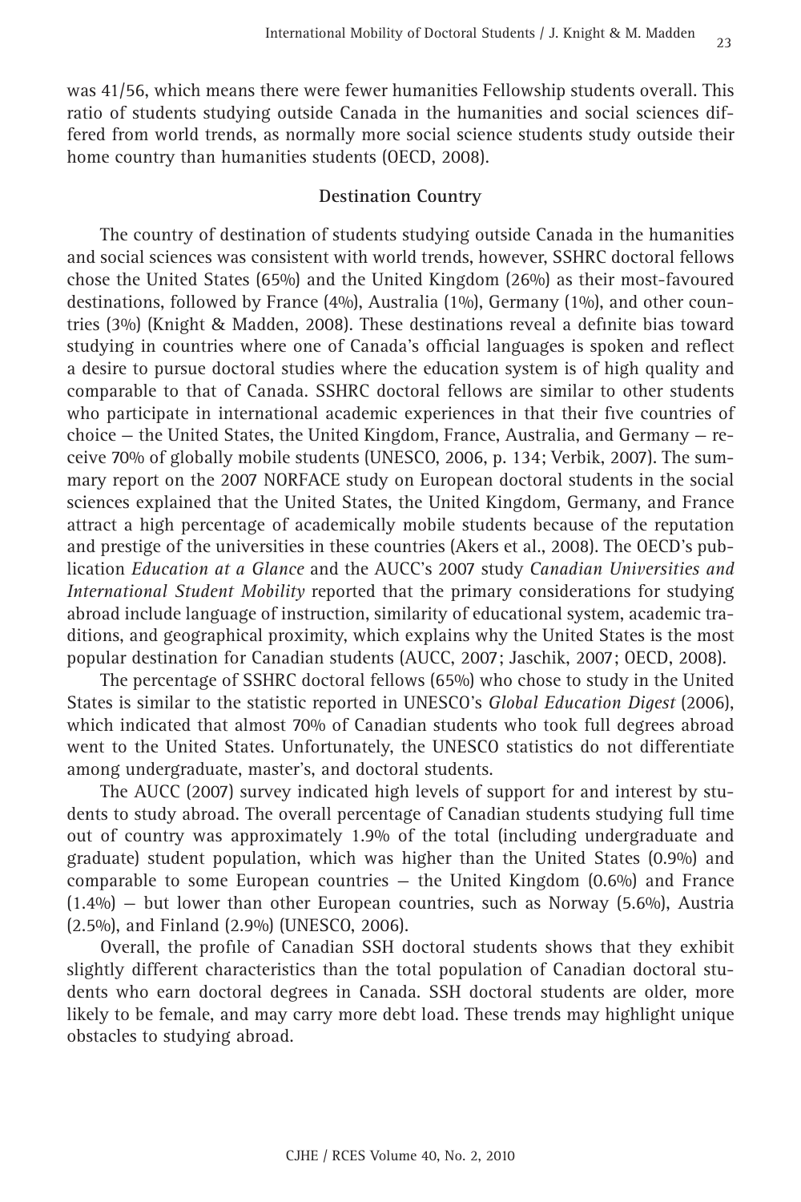was 41/56, which means there were fewer humanities Fellowship students overall. This ratio of students studying outside Canada in the humanities and social sciences differed from world trends, as normally more social science students study outside their home country than humanities students (OECD, 2008).

### Destination Country

The country of destination of students studying outside Canada in the humanities and social sciences was consistent with world trends, however, SSHRC doctoral fellows chose the United States (65%) and the United Kingdom (26%) as their most-favoured destinations, followed by France (4%), Australia (1%), Germany (1%), and other countries (3%) (Knight & Madden, 2008). These destinations reveal a definite bias toward studying in countries where one of Canada's official languages is spoken and reflect a desire to pursue doctoral studies where the education system is of high quality and comparable to that of Canada. SSHRC doctoral fellows are similar to other students who participate in international academic experiences in that their five countries of choice — the United States, the United Kingdom, France, Australia, and Germany — receive 70% of globally mobile students (UNESCO, 2006, p. 134; Verbik, 2007). The summary report on the 2007 NORFACE study on European doctoral students in the social sciences explained that the United States, the United Kingdom, Germany, and France attract a high percentage of academically mobile students because of the reputation and prestige of the universities in these countries (Akers et al., 2008). The OECD's publication *Education at a Glance* and the AUCC's 2007 study *Canadian Universities and International Student Mobility* reported that the primary considerations for studying abroad include language of instruction, similarity of educational system, academic traditions, and geographical proximity, which explains why the United States is the most popular destination for Canadian students (AUCC, 2007; Jaschik, 2007; OECD, 2008).

The percentage of SSHRC doctoral fellows (65%) who chose to study in the United States is similar to the statistic reported in UNESCO's *Global Education Digest* (2006), which indicated that almost 70% of Canadian students who took full degrees abroad went to the United States. Unfortunately, the UNESCO statistics do not differentiate among undergraduate, master's, and doctoral students.

The AUCC (2007) survey indicated high levels of support for and interest by students to study abroad. The overall percentage of Canadian students studying full time out of country was approximately 1.9% of the total (including undergraduate and graduate) student population, which was higher than the United States (0.9%) and comparable to some European countries — the United Kingdom (0.6%) and France (1.4%) — but lower than other European countries, such as Norway (5.6%), Austria (2.5%), and Finland (2.9%) (UNESCO, 2006).

Overall, the profile of Canadian SSH doctoral students shows that they exhibit slightly different characteristics than the total population of Canadian doctoral students who earn doctoral degrees in Canada. SSH doctoral students are older, more likely to be female, and may carry more debt load. These trends may highlight unique obstacles to studying abroad.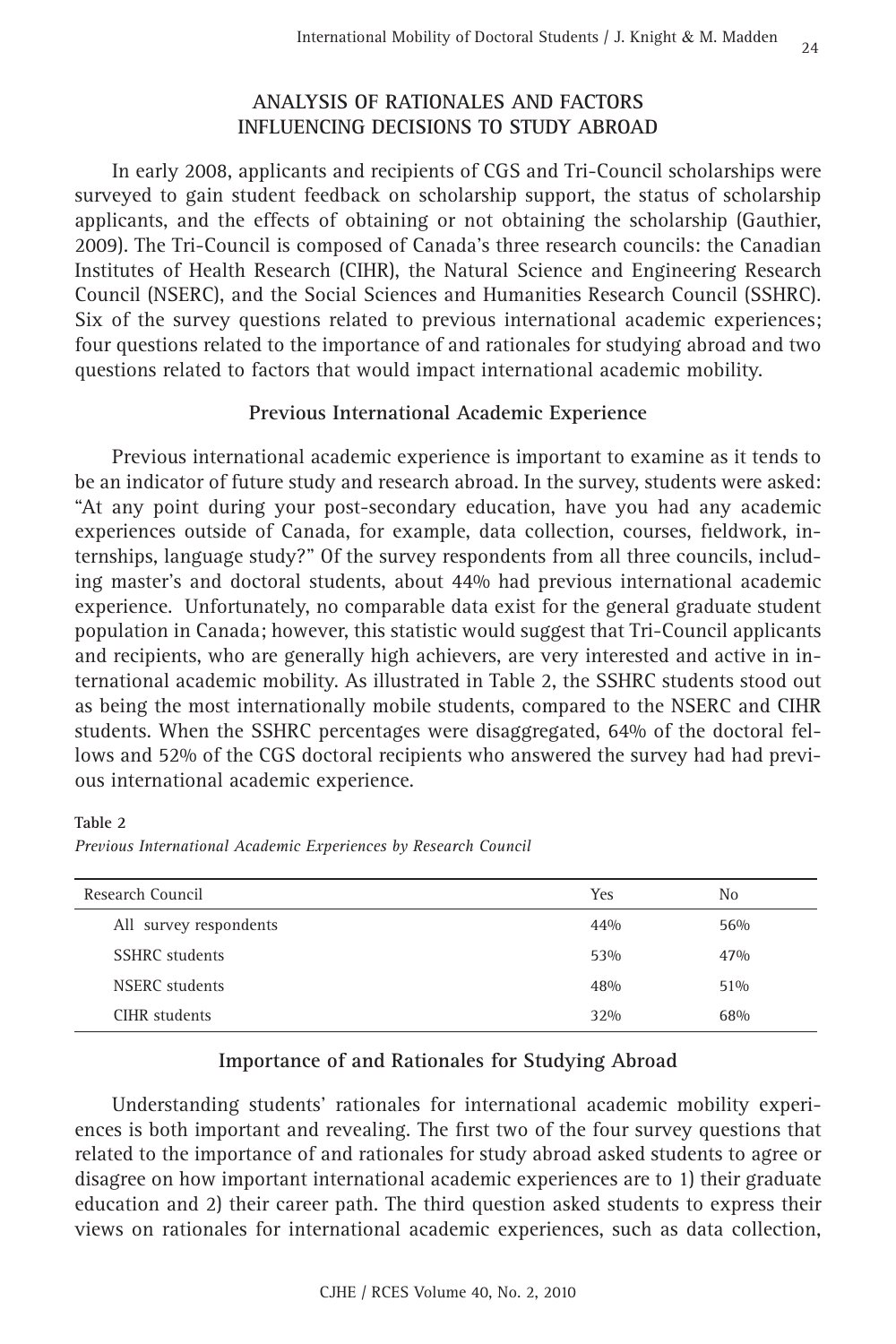## ANALYSIS OF RATIONALES AND FACTORS INFLUENCING DECISIONS TO STUDY ABROAD

In early 2008, applicants and recipients of CGS and Tri-Council scholarships were surveyed to gain student feedback on scholarship support, the status of scholarship applicants, and the effects of obtaining or not obtaining the scholarship (Gauthier, 2009). The Tri-Council is composed of Canada's three research councils: the Canadian Institutes of Health Research (CIHR), the Natural Science and Engineering Research Council (NSERC), and the Social Sciences and Humanities Research Council (SSHRC). Six of the survey questions related to previous international academic experiences; four questions related to the importance of and rationales for studying abroad and two questions related to factors that would impact international academic mobility.

### Previous International Academic Experience

Previous international academic experience is important to examine as it tends to be an indicator of future study and research abroad. In the survey, students were asked: "At any point during your post-secondary education, have you had any academic experiences outside of Canada, for example, data collection, courses, fieldwork, internships, language study?" Of the survey respondents from all three councils, including master's and doctoral students, about 44% had previous international academic experience. Unfortunately, no comparable data exist for the general graduate student population in Canada; however, this statistic would suggest that Tri-Council applicants and recipients, who are generally high achievers, are very interested and active in international academic mobility. As illustrated in Table 2, the SSHRC students stood out as being the most internationally mobile students, compared to the NSERC and CIHR students. When the SSHRC percentages were disaggregated, 64% of the doctoral fellows and 52% of the CGS doctoral recipients who answered the survey had had previous international academic experience.

**Table 2**
*Previous International Academic Experiences by Research Council*

| Research Council | Yes | No |
|---|---|---|
| All survey respondents | 44% | 56% |
| SSHRC students | 53% | 47% |
| NSERC students | 48% | 51% |
| CIHR students | 32% | 68% |

### Importance of and Rationales for Studying Abroad

Understanding students' rationales for international academic mobility experiences is both important and revealing. The first two of the four survey questions that related to the importance of and rationales for study abroad asked students to agree or disagree on how important international academic experiences are to 1) their graduate education and 2) their career path. The third question asked students to express their views on rationales for international academic experiences, such as data collection,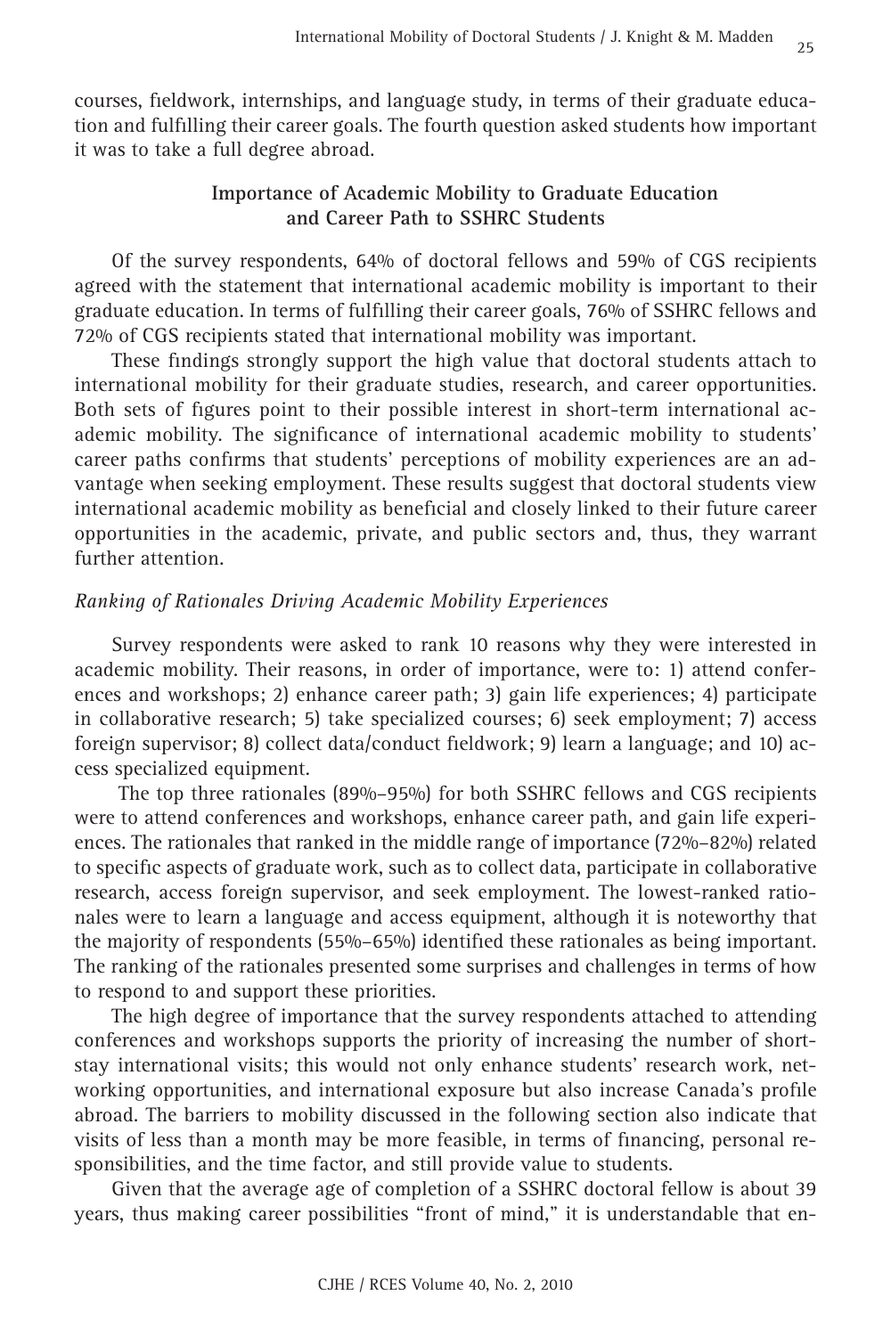courses, fieldwork, internships, and language study, in terms of their graduate education and fulfilling their career goals. The fourth question asked students how important it was to take a full degree abroad.

## Importance of Academic Mobility to Graduate Education and Career Path to SSHRC Students

Of the survey respondents, 64% of doctoral fellows and 59% of CGS recipients agreed with the statement that international academic mobility is important to their graduate education. In terms of fulfilling their career goals, 76% of SSHRC fellows and 72% of CGS recipients stated that international mobility was important.

These findings strongly support the high value that doctoral students attach to international mobility for their graduate studies, research, and career opportunities. Both sets of figures point to their possible interest in short-term international academic mobility. The significance of international academic mobility to students' career paths confirms that students' perceptions of mobility experiences are an advantage when seeking employment. These results suggest that doctoral students view international academic mobility as beneficial and closely linked to their future career opportunities in the academic, private, and public sectors and, thus, they warrant further attention.

### *Ranking of Rationales Driving Academic Mobility Experiences*

Survey respondents were asked to rank 10 reasons why they were interested in academic mobility. Their reasons, in order of importance, were to: 1) attend conferences and workshops; 2) enhance career path; 3) gain life experiences; 4) participate in collaborative research; 5) take specialized courses; 6) seek employment; 7) access foreign supervisor; 8) collect data/conduct fieldwork; 9) learn a language; and 10) access specialized equipment.

The top three rationales (89%–95%) for both SSHRC fellows and CGS recipients were to attend conferences and workshops, enhance career path, and gain life experiences. The rationales that ranked in the middle range of importance (72%–82%) related to specific aspects of graduate work, such as to collect data, participate in collaborative research, access foreign supervisor, and seek employment. The lowest-ranked rationales were to learn a language and access equipment, although it is noteworthy that the majority of respondents (55%–65%) identified these rationales as being important. The ranking of the rationales presented some surprises and challenges in terms of how to respond to and support these priorities.

The high degree of importance that the survey respondents attached to attending conferences and workshops supports the priority of increasing the number of short-stay international visits; this would not only enhance students' research work, networking opportunities, and international exposure but also increase Canada's profile abroad. The barriers to mobility discussed in the following section also indicate that visits of less than a month may be more feasible, in terms of financing, personal responsibilities, and the time factor, and still provide value to students.

Given that the average age of completion of a SSHRC doctoral fellow is about 39 years, thus making career possibilities "front of mind," it is understandable that en-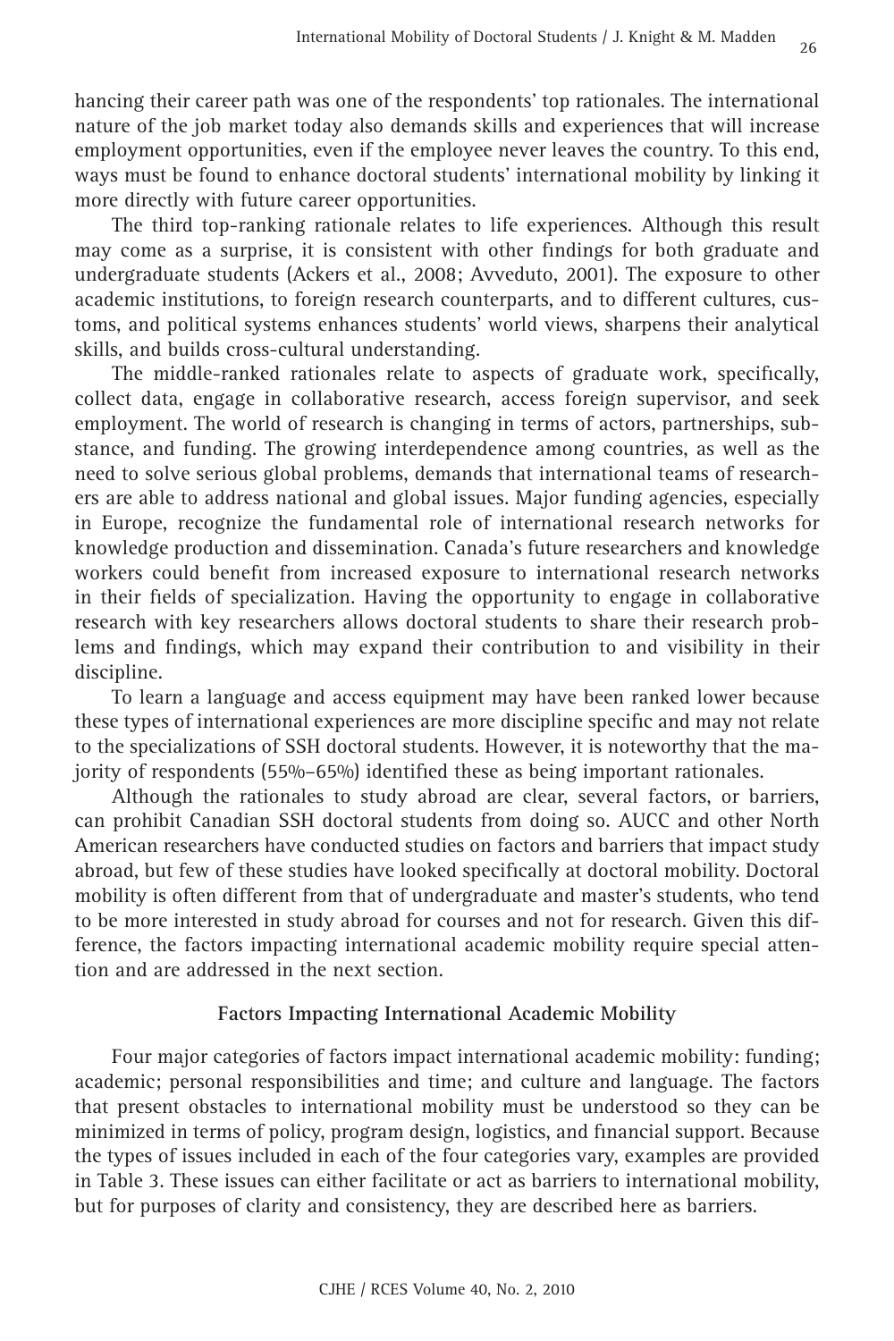hancing their career path was one of the respondents' top rationales. The international nature of the job market today also demands skills and experiences that will increase employment opportunities, even if the employee never leaves the country. To this end, ways must be found to enhance doctoral students' international mobility by linking it more directly with future career opportunities.

The third top-ranking rationale relates to life experiences. Although this result may come as a surprise, it is consistent with other findings for both graduate and undergraduate students (Ackers et al., 2008; Avveduto, 2001). The exposure to other academic institutions, to foreign research counterparts, and to different cultures, customs, and political systems enhances students' world views, sharpens their analytical skills, and builds cross-cultural understanding.

The middle-ranked rationales relate to aspects of graduate work, specifically, collect data, engage in collaborative research, access foreign supervisor, and seek employment. The world of research is changing in terms of actors, partnerships, substance, and funding. The growing interdependence among countries, as well as the need to solve serious global problems, demands that international teams of researchers are able to address national and global issues. Major funding agencies, especially in Europe, recognize the fundamental role of international research networks for knowledge production and dissemination. Canada's future researchers and knowledge workers could benefit from increased exposure to international research networks in their fields of specialization. Having the opportunity to engage in collaborative research with key researchers allows doctoral students to share their research problems and findings, which may expand their contribution to and visibility in their discipline.

To learn a language and access equipment may have been ranked lower because these types of international experiences are more discipline specific and may not relate to the specializations of SSH doctoral students. However, it is noteworthy that the majority of respondents (55%–65%) identified these as being important rationales.

Although the rationales to study abroad are clear, several factors, or barriers, can prohibit Canadian SSH doctoral students from doing so. AUCC and other North American researchers have conducted studies on factors and barriers that impact study abroad, but few of these studies have looked specifically at doctoral mobility. Doctoral mobility is often different from that of undergraduate and master's students, who tend to be more interested in study abroad for courses and not for research. Given this difference, the factors impacting international academic mobility require special attention and are addressed in the next section.

## Factors Impacting International Academic Mobility

Four major categories of factors impact international academic mobility: funding; academic; personal responsibilities and time; and culture and language. The factors that present obstacles to international mobility must be understood so they can be minimized in terms of policy, program design, logistics, and financial support. Because the types of issues included in each of the four categories vary, examples are provided in Table 3. These issues can either facilitate or act as barriers to international mobility, but for purposes of clarity and consistency, they are described here as barriers.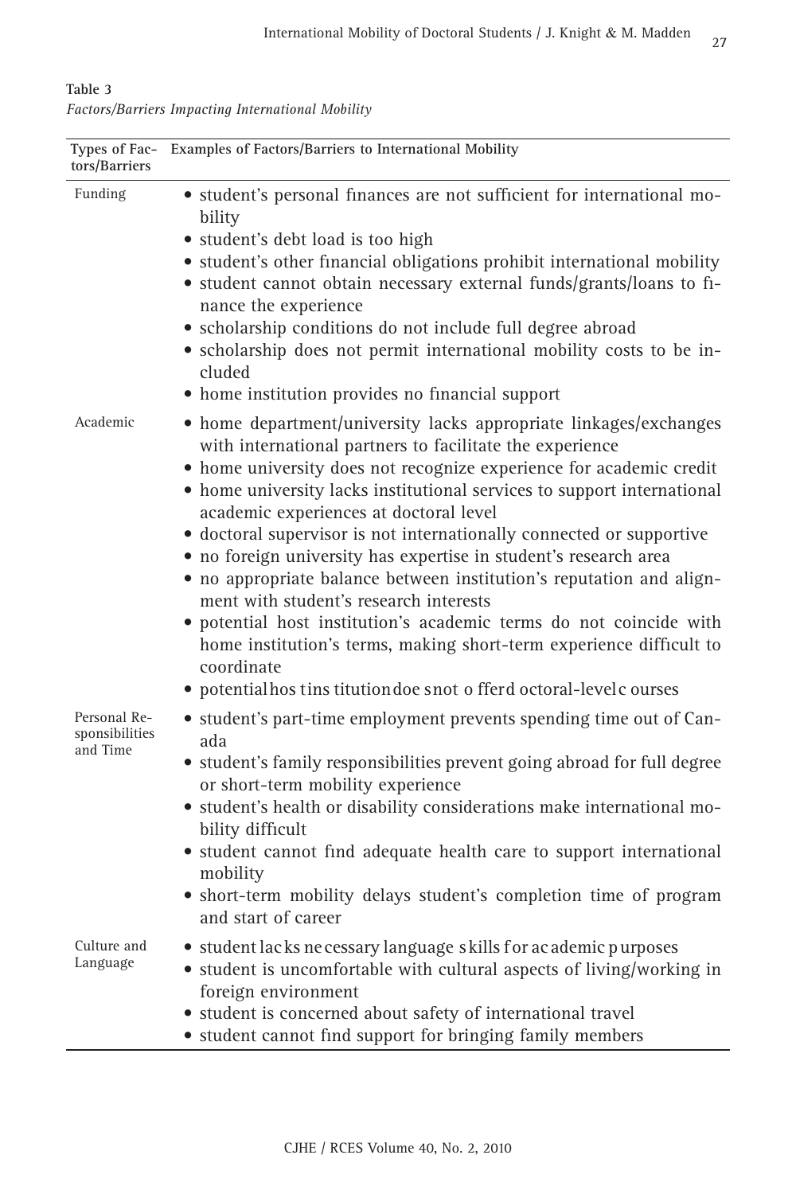**Table 3**
*Factors/Barriers Impacting International Mobility*

| Types of Factors/Barriers | Examples of Factors/Barriers to International Mobility |
|---|---|
| Funding | • student's personal finances are not sufficient for international mobility<br>• student's debt load is too high<br>• student's other financial obligations prohibit international mobility<br>• student cannot obtain necessary external funds/grants/loans to finance the experience<br>• scholarship conditions do not include full degree abroad<br>• scholarship does not permit international mobility costs to be included<br>• home institution provides no financial support |
| Academic | • home department/university lacks appropriate linkages/exchanges with international partners to facilitate the experience<br>• home university does not recognize experience for academic credit<br>• home university lacks institutional services to support international academic experiences at doctoral level<br>• doctoral supervisor is not internationally connected or supportive<br>• no foreign university has expertise in student's research area<br>• no appropriate balance between institution's reputation and alignment with student's research interests<br>• potential host institution's academic terms do not coincide with home institution's terms, making short-term experience difficult to coordinate<br>• potential host institution does not offer doctoral-level courses |
| Personal Responsibilities and Time | • student's part-time employment prevents spending time out of Canada<br>• student's family responsibilities prevent going abroad for full degree or short-term mobility experience<br>• student's health or disability considerations make international mobility difficult<br>• student cannot find adequate health care to support international mobility<br>• short-term mobility delays student's completion time of program and start of career |
| Culture and Language | • student lacks necessary language skills for academic purposes<br>• student is uncomfortable with cultural aspects of living/working in foreign environment<br>• student is concerned about safety of international travel<br>• student cannot find support for bringing family members |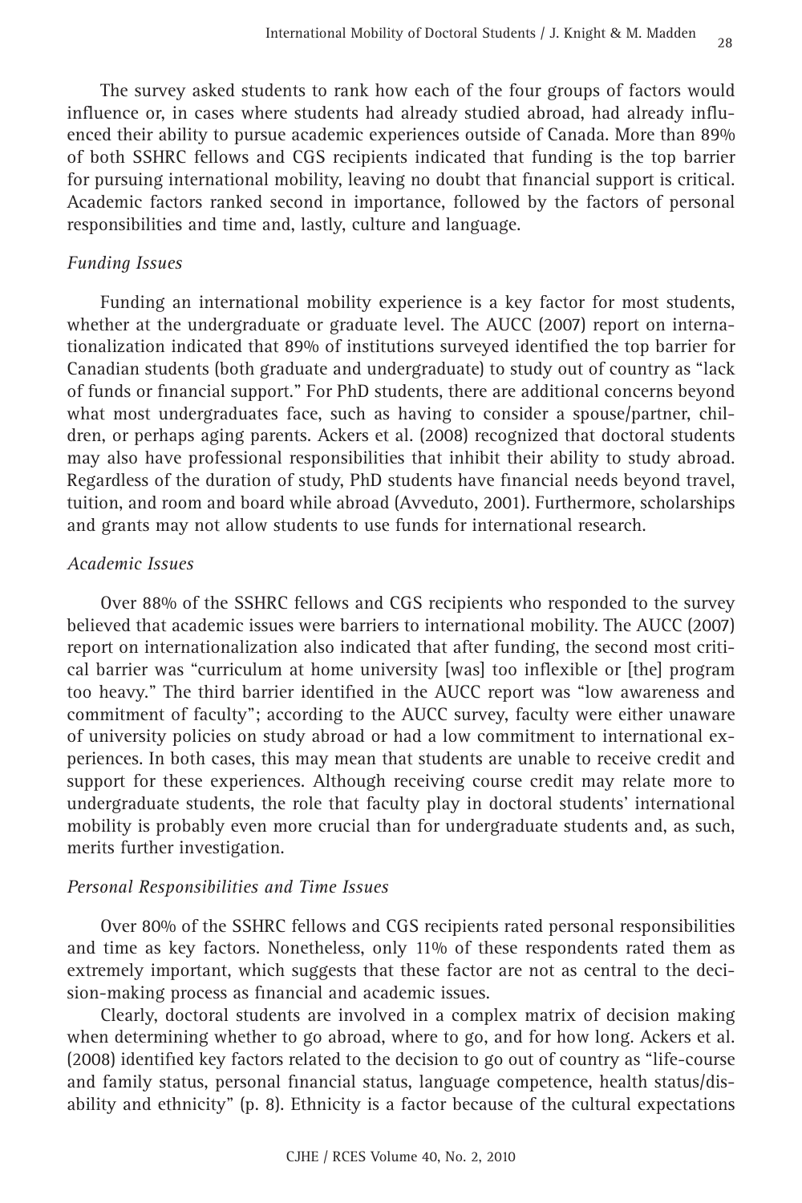The survey asked students to rank how each of the four groups of factors would influence or, in cases where students had already studied abroad, had already influenced their ability to pursue academic experiences outside of Canada. More than 89% of both SSHRC fellows and CGS recipients indicated that funding is the top barrier for pursuing international mobility, leaving no doubt that financial support is critical. Academic factors ranked second in importance, followed by the factors of personal responsibilities and time and, lastly, culture and language.

*Funding Issues*

Funding an international mobility experience is a key factor for most students, whether at the undergraduate or graduate level. The AUCC (2007) report on internationalization indicated that 89% of institutions surveyed identified the top barrier for Canadian students (both graduate and undergraduate) to study out of country as "lack of funds or financial support." For PhD students, there are additional concerns beyond what most undergraduates face, such as having to consider a spouse/partner, children, or perhaps aging parents. Ackers et al. (2008) recognized that doctoral students may also have professional responsibilities that inhibit their ability to study abroad. Regardless of the duration of study, PhD students have financial needs beyond travel, tuition, and room and board while abroad (Avveduto, 2001). Furthermore, scholarships and grants may not allow students to use funds for international research.

*Academic Issues*

Over 88% of the SSHRC fellows and CGS recipients who responded to the survey believed that academic issues were barriers to international mobility. The AUCC (2007) report on internationalization also indicated that after funding, the second most critical barrier was "curriculum at home university [was] too inflexible or [the] program too heavy." The third barrier identified in the AUCC report was "low awareness and commitment of faculty"; according to the AUCC survey, faculty were either unaware of university policies on study abroad or had a low commitment to international experiences. In both cases, this may mean that students are unable to receive credit and support for these experiences. Although receiving course credit may relate more to undergraduate students, the role that faculty play in doctoral students' international mobility is probably even more crucial than for undergraduate students and, as such, merits further investigation.

*Personal Responsibilities and Time Issues*

Over 80% of the SSHRC fellows and CGS recipients rated personal responsibilities and time as key factors. Nonetheless, only 11% of these respondents rated them as extremely important, which suggests that these factor are not as central to the decision-making process as financial and academic issues.

Clearly, doctoral students are involved in a complex matrix of decision making when determining whether to go abroad, where to go, and for how long. Ackers et al. (2008) identified key factors related to the decision to go out of country as "life-course and family status, personal financial status, language competence, health status/disability and ethnicity" (p. 8). Ethnicity is a factor because of the cultural expectations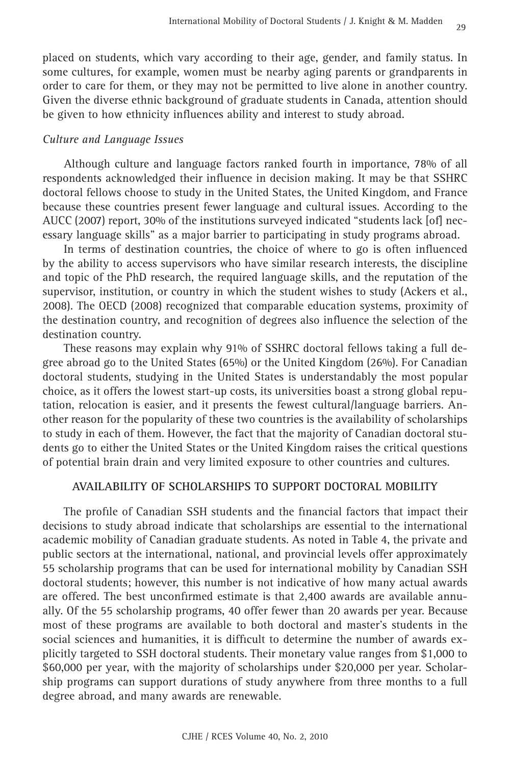placed on students, which vary according to their age, gender, and family status. In some cultures, for example, women must be nearby aging parents or grandparents in order to care for them, or they may not be permitted to live alone in another country. Given the diverse ethnic background of graduate students in Canada, attention should be given to how ethnicity influences ability and interest to study abroad.

### *Culture and Language Issues*

Although culture and language factors ranked fourth in importance, 78% of all respondents acknowledged their influence in decision making. It may be that SSHRC doctoral fellows choose to study in the United States, the United Kingdom, and France because these countries present fewer language and cultural issues. According to the AUCC (2007) report, 30% of the institutions surveyed indicated "students lack [of] necessary language skills" as a major barrier to participating in study programs abroad.

In terms of destination countries, the choice of where to go is often influenced by the ability to access supervisors who have similar research interests, the discipline and topic of the PhD research, the required language skills, and the reputation of the supervisor, institution, or country in which the student wishes to study (Ackers et al., 2008). The OECD (2008) recognized that comparable education systems, proximity of the destination country, and recognition of degrees also influence the selection of the destination country.

These reasons may explain why 91% of SSHRC doctoral fellows taking a full degree abroad go to the United States (65%) or the United Kingdom (26%). For Canadian doctoral students, studying in the United States is understandably the most popular choice, as it offers the lowest start-up costs, its universities boast a strong global reputation, relocation is easier, and it presents the fewest cultural/language barriers. Another reason for the popularity of these two countries is the availability of scholarships to study in each of them. However, the fact that the majority of Canadian doctoral students go to either the United States or the United Kingdom raises the critical questions of potential brain drain and very limited exposure to other countries and cultures.

## AVAILABILITY OF SCHOLARSHIPS TO SUPPORT DOCTORAL MOBILITY

The profile of Canadian SSH students and the financial factors that impact their decisions to study abroad indicate that scholarships are essential to the international academic mobility of Canadian graduate students. As noted in Table 4, the private and public sectors at the international, national, and provincial levels offer approximately 55 scholarship programs that can be used for international mobility by Canadian SSH doctoral students; however, this number is not indicative of how many actual awards are offered. The best unconfirmed estimate is that 2,400 awards are available annually. Of the 55 scholarship programs, 40 offer fewer than 20 awards per year. Because most of these programs are available to both doctoral and master's students in the social sciences and humanities, it is difficult to determine the number of awards explicitly targeted to SSH doctoral students. Their monetary value ranges from $1,000 to $60,000 per year, with the majority of scholarships under $20,000 per year. Scholarship programs can support durations of study anywhere from three months to a full degree abroad, and many awards are renewable.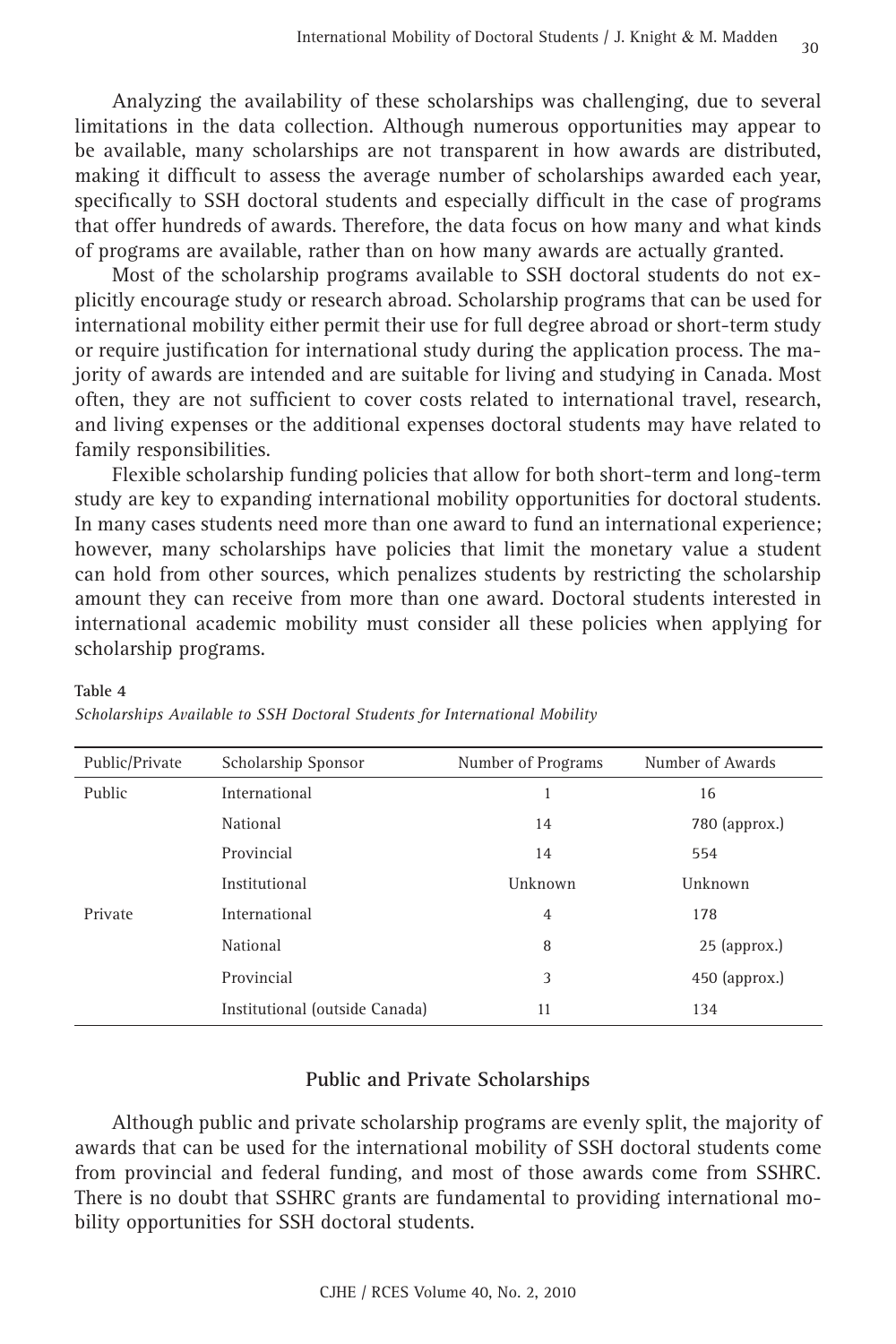Analyzing the availability of these scholarships was challenging, due to several limitations in the data collection. Although numerous opportunities may appear to be available, many scholarships are not transparent in how awards are distributed, making it difficult to assess the average number of scholarships awarded each year, specifically to SSH doctoral students and especially difficult in the case of programs that offer hundreds of awards. Therefore, the data focus on how many and what kinds of programs are available, rather than on how many awards are actually granted.

Most of the scholarship programs available to SSH doctoral students do not explicitly encourage study or research abroad. Scholarship programs that can be used for international mobility either permit their use for full degree abroad or short-term study or require justification for international study during the application process. The majority of awards are intended and are suitable for living and studying in Canada. Most often, they are not sufficient to cover costs related to international travel, research, and living expenses or the additional expenses doctoral students may have related to family responsibilities.

Flexible scholarship funding policies that allow for both short-term and long-term study are key to expanding international mobility opportunities for doctoral students. In many cases students need more than one award to fund an international experience; however, many scholarships have policies that limit the monetary value a student can hold from other sources, which penalizes students by restricting the scholarship amount they can receive from more than one award. Doctoral students interested in international academic mobility must consider all these policies when applying for scholarship programs.

**Table 4**

*Scholarships Available to SSH Doctoral Students for International Mobility*

| Public/Private | Scholarship Sponsor | Number of Programs | Number of Awards |
|---|---|---|---|
| Public | International | 1 | 16 |
| | National | 14 | 780 (approx.) |
| | Provincial | 14 | 554 |
| | Institutional | Unknown | Unknown |
| Private | International | 4 | 178 |
| | National | 8 | 25 (approx.) |
| | Provincial | 3 | 450 (approx.) |
| | Institutional (outside Canada) | 11 | 134 |

## Public and Private Scholarships

Although public and private scholarship programs are evenly split, the majority of awards that can be used for the international mobility of SSH doctoral students come from provincial and federal funding, and most of those awards come from SSHRC. There is no doubt that SSHRC grants are fundamental to providing international mobility opportunities for SSH doctoral students.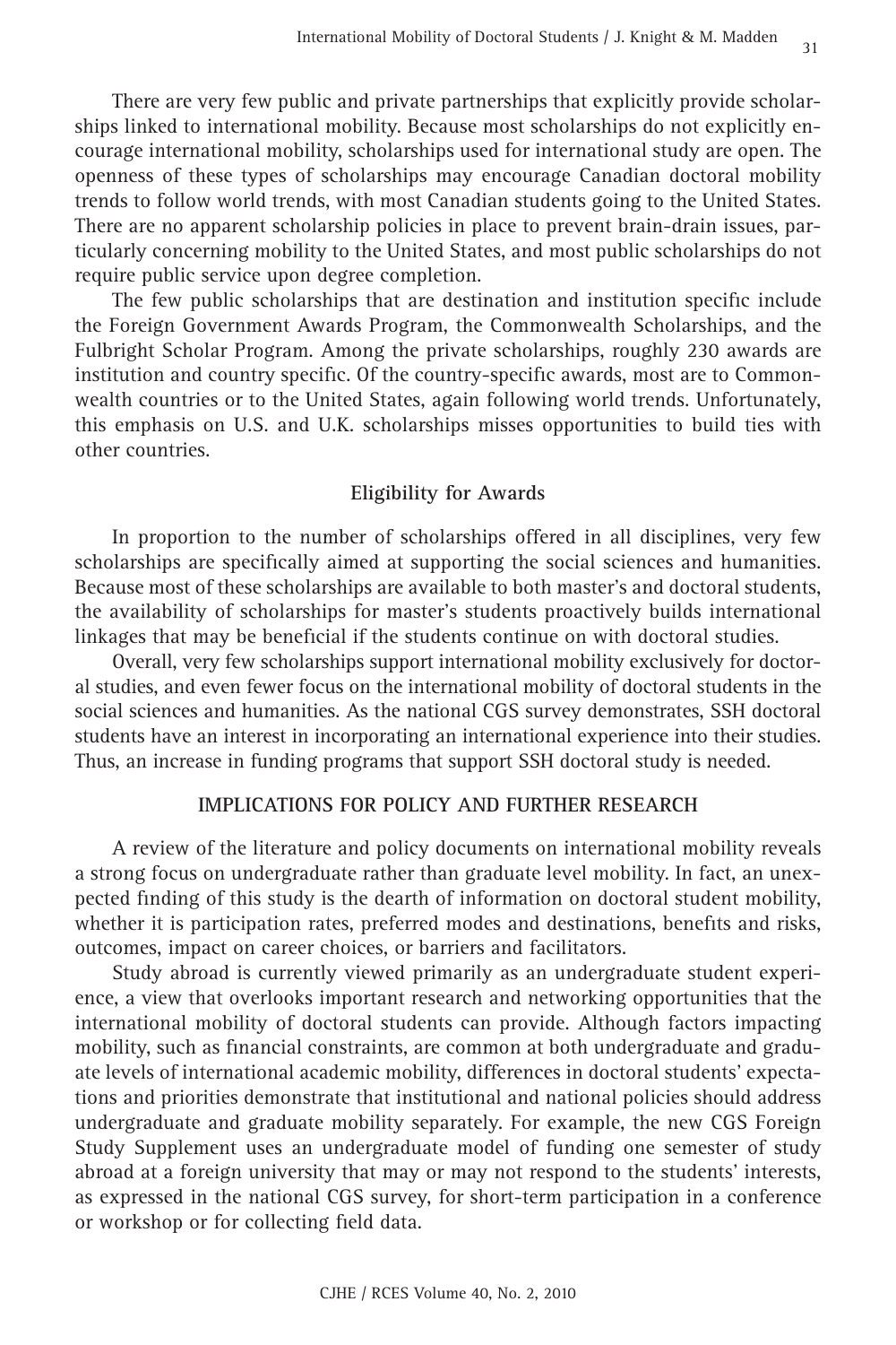There are very few public and private partnerships that explicitly provide scholarships linked to international mobility. Because most scholarships do not explicitly encourage international mobility, scholarships used for international study are open. The openness of these types of scholarships may encourage Canadian doctoral mobility trends to follow world trends, with most Canadian students going to the United States. There are no apparent scholarship policies in place to prevent brain-drain issues, particularly concerning mobility to the United States, and most public scholarships do not require public service upon degree completion.

The few public scholarships that are destination and institution specific include the Foreign Government Awards Program, the Commonwealth Scholarships, and the Fulbright Scholar Program. Among the private scholarships, roughly 230 awards are institution and country specific. Of the country-specific awards, most are to Commonwealth countries or to the United States, again following world trends. Unfortunately, this emphasis on U.S. and U.K. scholarships misses opportunities to build ties with other countries.

### Eligibility for Awards

In proportion to the number of scholarships offered in all disciplines, very few scholarships are specifically aimed at supporting the social sciences and humanities. Because most of these scholarships are available to both master's and doctoral students, the availability of scholarships for master's students proactively builds international linkages that may be beneficial if the students continue on with doctoral studies.

Overall, very few scholarships support international mobility exclusively for doctoral studies, and even fewer focus on the international mobility of doctoral students in the social sciences and humanities. As the national CGS survey demonstrates, SSH doctoral students have an interest in incorporating an international experience into their studies. Thus, an increase in funding programs that support SSH doctoral study is needed.

## IMPLICATIONS FOR POLICY AND FURTHER RESEARCH

A review of the literature and policy documents on international mobility reveals a strong focus on undergraduate rather than graduate level mobility. In fact, an unexpected finding of this study is the dearth of information on doctoral student mobility, whether it is participation rates, preferred modes and destinations, benefits and risks, outcomes, impact on career choices, or barriers and facilitators.

Study abroad is currently viewed primarily as an undergraduate student experience, a view that overlooks important research and networking opportunities that the international mobility of doctoral students can provide. Although factors impacting mobility, such as financial constraints, are common at both undergraduate and graduate levels of international academic mobility, differences in doctoral students' expectations and priorities demonstrate that institutional and national policies should address undergraduate and graduate mobility separately. For example, the new CGS Foreign Study Supplement uses an undergraduate model of funding one semester of study abroad at a foreign university that may or may not respond to the students' interests, as expressed in the national CGS survey, for short-term participation in a conference or workshop or for collecting field data.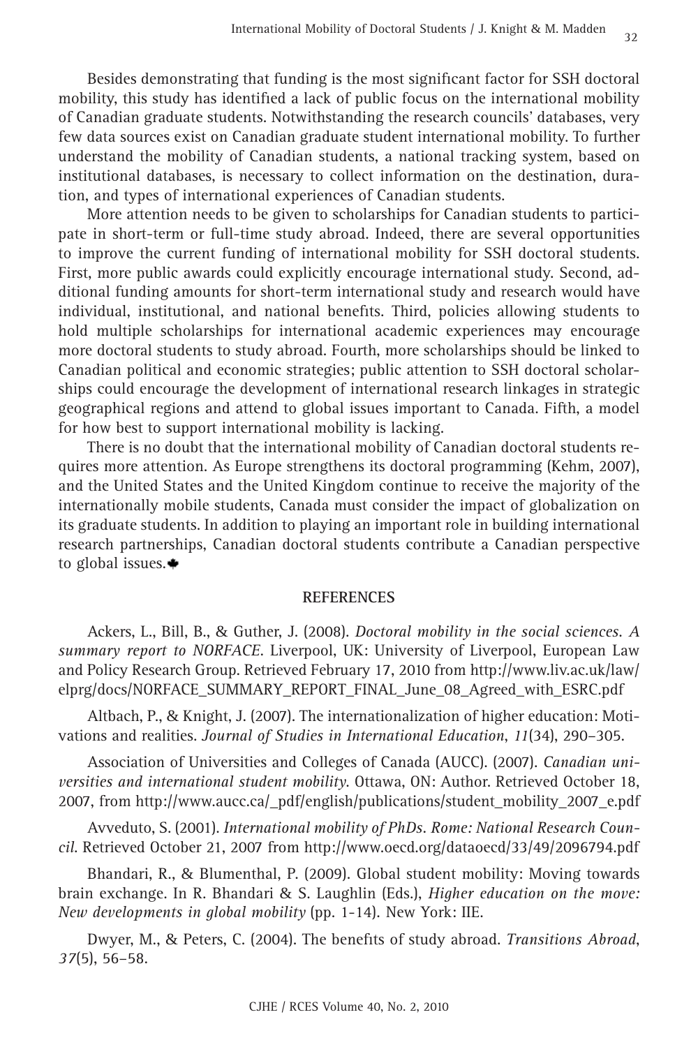Besides demonstrating that funding is the most significant factor for SSH doctoral mobility, this study has identified a lack of public focus on the international mobility of Canadian graduate students. Notwithstanding the research councils' databases, very few data sources exist on Canadian graduate student international mobility. To further understand the mobility of Canadian students, a national tracking system, based on institutional databases, is necessary to collect information on the destination, duration, and types of international experiences of Canadian students.

More attention needs to be given to scholarships for Canadian students to participate in short-term or full-time study abroad. Indeed, there are several opportunities to improve the current funding of international mobility for SSH doctoral students. First, more public awards could explicitly encourage international study. Second, additional funding amounts for short-term international study and research would have individual, institutional, and national benefits. Third, policies allowing students to hold multiple scholarships for international academic experiences may encourage more doctoral students to study abroad. Fourth, more scholarships should be linked to Canadian political and economic strategies; public attention to SSH doctoral scholarships could encourage the development of international research linkages in strategic geographical regions and attend to global issues important to Canada. Fifth, a model for how best to support international mobility is lacking.

There is no doubt that the international mobility of Canadian doctoral students requires more attention. As Europe strengthens its doctoral programming (Kehm, 2007), and the United States and the United Kingdom continue to receive the majority of the internationally mobile students, Canada must consider the impact of globalization on its graduate students. In addition to playing an important role in building international research partnerships, Canadian doctoral students contribute a Canadian perspective to global issues.

## REFERENCES

Ackers, L., Bill, B., & Guther, J. (2008). *Doctoral mobility in the social sciences. A summary report to NORFACE*. Liverpool, UK: University of Liverpool, European Law and Policy Research Group. Retrieved February 17, 2010 from http://www.liv.ac.uk/law/elprg/docs/NORFACE_SUMMARY_REPORT_FINAL_June_08_Agreed_with_ESRC.pdf

Altbach, P., & Knight, J. (2007). The internationalization of higher education: Motivations and realities. *Journal of Studies in International Education*, *11*(34), 290–305.

Association of Universities and Colleges of Canada (AUCC). (2007). *Canadian universities and international student mobility*. Ottawa, ON: Author. Retrieved October 18, 2007, from http://www.aucc.ca/_pdf/english/publications/student_mobility_2007_e.pdf

Avveduto, S. (2001). *International mobility of PhDs. Rome: National Research Council*. Retrieved October 21, 2007 from http://www.oecd.org/dataoecd/33/49/2096794.pdf

Bhandari, R., & Blumenthal, P. (2009). Global student mobility: Moving towards brain exchange. In R. Bhandari & S. Laughlin (Eds.), *Higher education on the move: New developments in global mobility* (pp. 1-14). New York: IIE.

Dwyer, M., & Peters, C. (2004). The benefits of study abroad. *Transitions Abroad*, *37*(5), 56–58.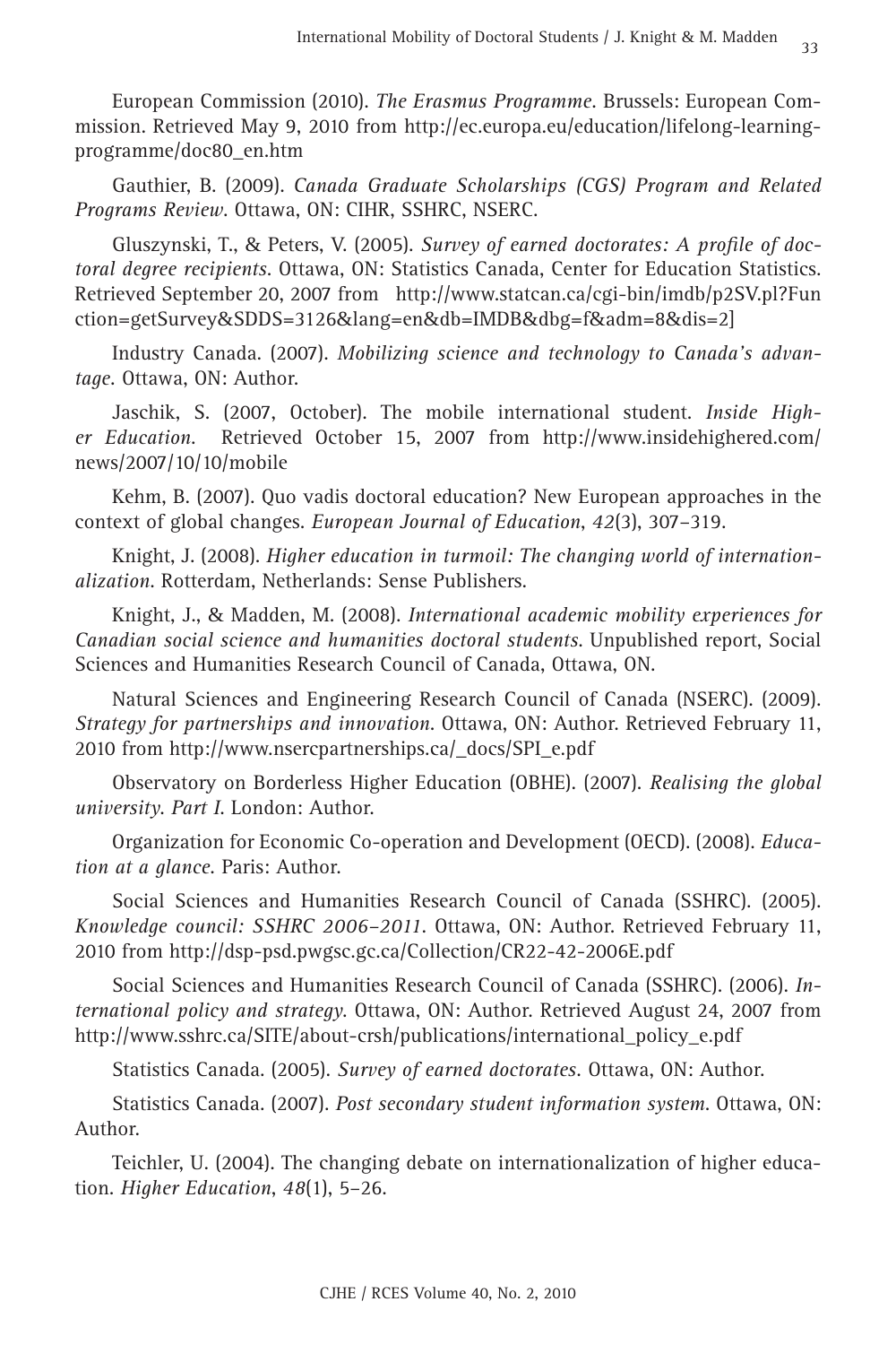European Commission (2010). *The Erasmus Programme*. Brussels: European Commission. Retrieved May 9, 2010 from http://ec.europa.eu/education/lifelong-learning-programme/doc80_en.htm

Gauthier, B. (2009). *Canada Graduate Scholarships (CGS) Program and Related Programs Review*. Ottawa, ON: CIHR, SSHRC, NSERC.

Gluszynski, T., & Peters, V. (2005). *Survey of earned doctorates: A profile of doctoral degree recipients*. Ottawa, ON: Statistics Canada, Center for Education Statistics. Retrieved September 20, 2007 from http://www.statcan.ca/cgi-bin/imdb/p2SV.pl?Function=getSurvey&SDDS=3126&lang=en&db=IMDB&dbg=f&adm=8&dis=2]

Industry Canada. (2007). *Mobilizing science and technology to Canada's advantage*. Ottawa, ON: Author.

Jaschik, S. (2007, October). The mobile international student. *Inside Higher Education*. Retrieved October 15, 2007 from http://www.insidehighered.com/news/2007/10/10/mobile

Kehm, B. (2007). Quo vadis doctoral education? New European approaches in the context of global changes. *European Journal of Education*, *42*(3), 307–319.

Knight, J. (2008). *Higher education in turmoil: The changing world of internationalization*. Rotterdam, Netherlands: Sense Publishers.

Knight, J., & Madden, M. (2008). *International academic mobility experiences for Canadian social science and humanities doctoral students*. Unpublished report, Social Sciences and Humanities Research Council of Canada, Ottawa, ON.

Natural Sciences and Engineering Research Council of Canada (NSERC). (2009). *Strategy for partnerships and innovation*. Ottawa, ON: Author. Retrieved February 11, 2010 from http://www.nsercpartnerships.ca/_docs/SPI_e.pdf

Observatory on Borderless Higher Education (OBHE). (2007). *Realising the global university. Part I*. London: Author.

Organization for Economic Co-operation and Development (OECD). (2008). *Education at a glance*. Paris: Author.

Social Sciences and Humanities Research Council of Canada (SSHRC). (2005). *Knowledge council: SSHRC 2006–2011*. Ottawa, ON: Author. Retrieved February 11, 2010 from http://dsp-psd.pwgsc.gc.ca/Collection/CR22-42-2006E.pdf

Social Sciences and Humanities Research Council of Canada (SSHRC). (2006). *International policy and strategy*. Ottawa, ON: Author. Retrieved August 24, 2007 from http://www.sshrc.ca/SITE/about-crsh/publications/international_policy_e.pdf

Statistics Canada. (2005). *Survey of earned doctorates*. Ottawa, ON: Author.

Statistics Canada. (2007). *Post secondary student information system*. Ottawa, ON: Author.

Teichler, U. (2004). The changing debate on internationalization of higher education. *Higher Education*, *48*(1), 5–26.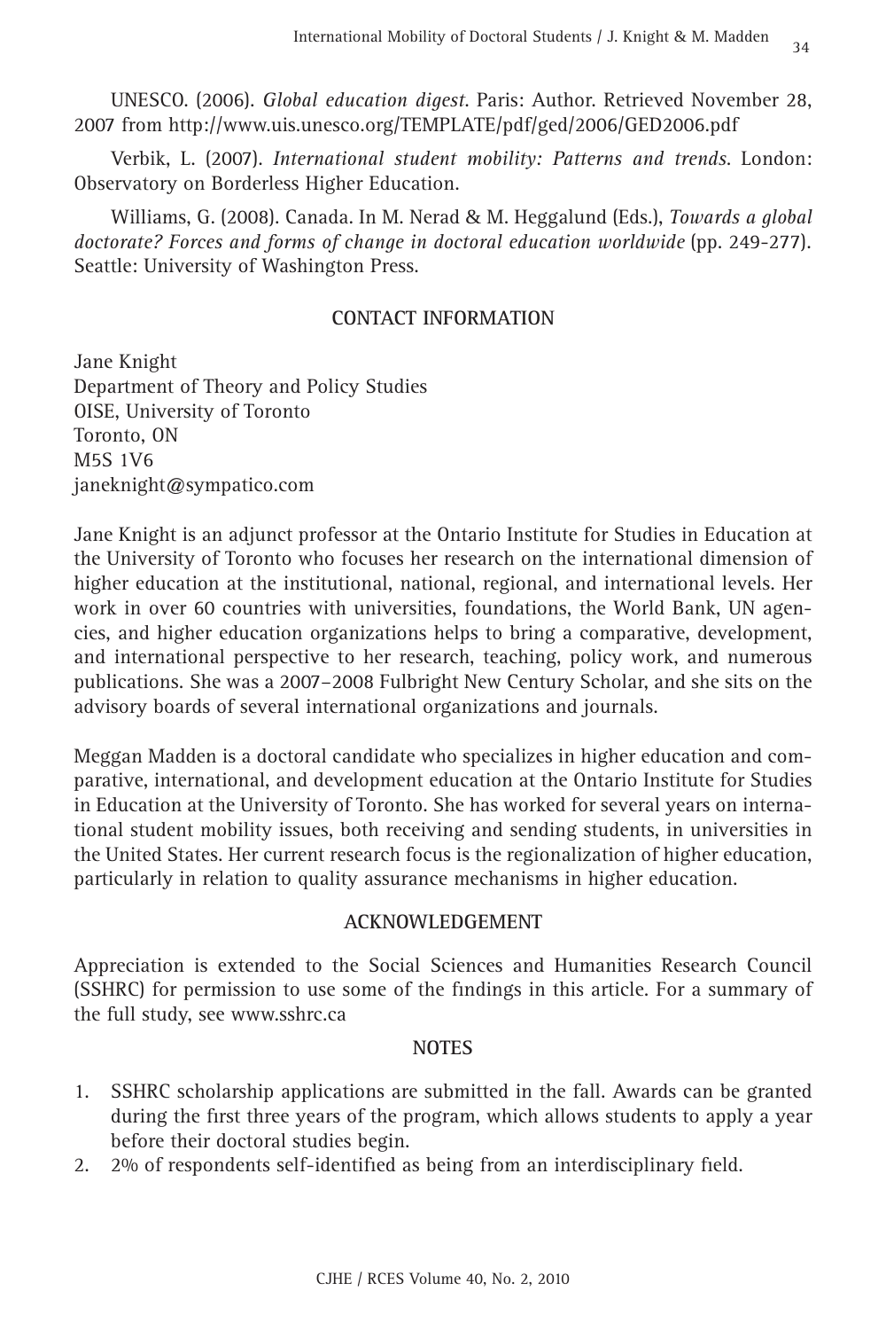UNESCO. (2006). *Global education digest*. Paris: Author. Retrieved November 28, 2007 from http://www.uis.unesco.org/TEMPLATE/pdf/ged/2006/GED2006.pdf

Verbik, L. (2007). *International student mobility: Patterns and trends*. London: Observatory on Borderless Higher Education.

Williams, G. (2008). Canada. In M. Nerad & M. Heggalund (Eds.), *Towards a global doctorate? Forces and forms of change in doctoral education worldwide* (pp. 249-277). Seattle: University of Washington Press.

## CONTACT INFORMATION

Jane Knight  
Department of Theory and Policy Studies  
OISE, University of Toronto  
Toronto, ON  
M5S 1V6  
janeknight@sympatico.com

Jane Knight is an adjunct professor at the Ontario Institute for Studies in Education at the University of Toronto who focuses her research on the international dimension of higher education at the institutional, national, regional, and international levels. Her work in over 60 countries with universities, foundations, the World Bank, UN agencies, and higher education organizations helps to bring a comparative, development, and international perspective to her research, teaching, policy work, and numerous publications. She was a 2007–2008 Fulbright New Century Scholar, and she sits on the advisory boards of several international organizations and journals.

Meggan Madden is a doctoral candidate who specializes in higher education and comparative, international, and development education at the Ontario Institute for Studies in Education at the University of Toronto. She has worked for several years on international student mobility issues, both receiving and sending students, in universities in the United States. Her current research focus is the regionalization of higher education, particularly in relation to quality assurance mechanisms in higher education.

## ACKNOWLEDGEMENT

Appreciation is extended to the Social Sciences and Humanities Research Council (SSHRC) for permission to use some of the findings in this article. For a summary of the full study, see www.sshrc.ca

## NOTES

1. SSHRC scholarship applications are submitted in the fall. Awards can be granted during the first three years of the program, which allows students to apply a year before their doctoral studies begin.
2. 2% of respondents self-identified as being from an interdisciplinary field.